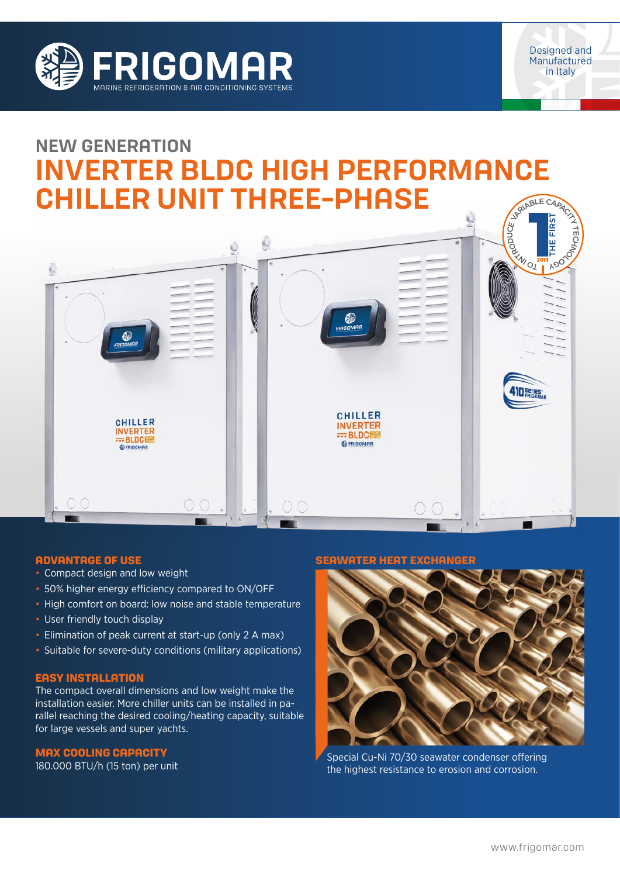FRIGOMAR

MARINE REFRIGERATION & AIR CONDITIONING SYSTEMS

Designed and Manufactured in Italy

## NEW GENERATION

# INVERTER BLDC HIGH PERFORMANCE CHILLER UNIT THREE-PHASE

### ADVANTAGE OF USE

- Compact design and low weight
- 50% higher energy efficiency compared to ON/OFF
- High comfort on board: low noise and stable temperature
- User friendly touch display
- Elimination of peak current at start-up (only 2 A max)
- Suitable for severe-duty conditions (military applications)

### EASY INSTALLATION

The compact overall dimensions and low weight make the installation easier. More chiller units can be installed in parallel reaching the desired cooling/heating capacity, suitable for large vessels and super yachts.

### MAX COOLING CAPACITY

180.000 BTU/h (15 ton) per unit

### SEAWATER HEAT EXCHANGER

Special Cu-Ni 70/30 seawater condenser offering the highest resistance to erosion and corrosion.

www.frigomar.com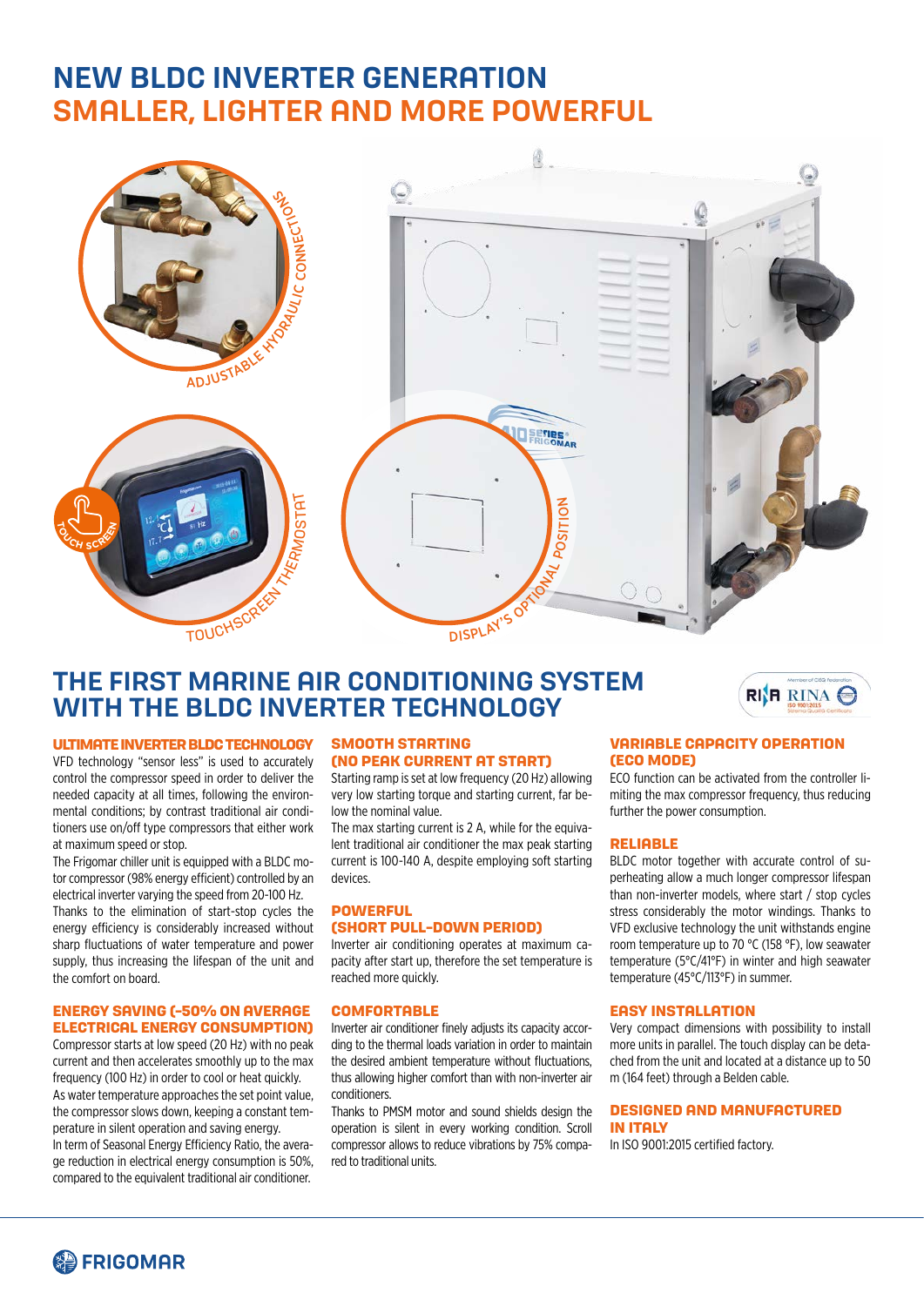# NEW BLDC INVERTER GENERATION
# SMALLER, LIGHTER AND MORE POWERFUL

ADJUSTABLE HYDRAULIC CONNECTIONS

TOUCH SCREEN

TOUCHSCREEN THERMOSTAT

DISPLAY'S OPTIONAL POSITION

## THE FIRST MARINE AIR CONDITIONING SYSTEM WITH THE BLDC INVERTER TECHNOLOGY

### ULTIMATE INVERTER BLDC TECHNOLOGY

VFD technology "sensor less" is used to accurately control the compressor speed in order to deliver the needed capacity at all times, following the environmental conditions; by contrast traditional air conditioners use on/off type compressors that either work at maximum speed or stop.

The Frigomar chiller unit is equipped with a BLDC motor compressor (98% energy efficient) controlled by an electrical inverter varying the speed from 20-100 Hz.

Thanks to the elimination of start-stop cycles the energy efficiency is considerably increased without sharp fluctuations of water temperature and power supply, thus increasing the lifespan of the unit and the comfort on board.

### ENERGY SAVING (-50% ON AVERAGE ELECTRICAL ENERGY CONSUMPTION)

Compressor starts at low speed (20 Hz) with no peak current and then accelerates smoothly up to the max frequency (100 Hz) in order to cool or heat quickly.

As water temperature approaches the set point value, the compressor slows down, keeping a constant temperature in silent operation and saving energy.

In term of Seasonal Energy Efficiency Ratio, the average reduction in electrical energy consumption is 50%, compared to the equivalent traditional air conditioner.

### SMOOTH STARTING (NO PEAK CURRENT AT START)

Starting ramp is set at low frequency (20 Hz) allowing very low starting torque and starting current, far below the nominal value.

The max starting current is 2 A, while for the equivalent traditional air conditioner the max peak starting current is 100-140 A, despite employing soft starting devices.

### POWERFUL (SHORT PULL-DOWN PERIOD)

Inverter air conditioning operates at maximum capacity after start up, therefore the set temperature is reached more quickly.

### COMFORTABLE

Inverter air conditioner finely adjusts its capacity according to the thermal loads variation in order to maintain the desired ambient temperature without fluctuations, thus allowing higher comfort than with non-inverter air conditioners.

Thanks to PMSM motor and sound shields design the operation is silent in every working condition. Scroll compressor allows to reduce vibrations by 75% compared to traditional units.

### VARIABLE CAPACITY OPERATION (ECO MODE)

ECO function can be activated from the controller limiting the max compressor frequency, thus reducing further the power consumption.

### RELIABLE

BLDC motor together with accurate control of superheating allow a much longer compressor lifespan than non-inverter models, where start / stop cycles stress considerably the motor windings. Thanks to VFD exclusive technology the unit withstands engine room temperature up to 70 °C (158 °F), low seawater temperature (5°C/41°F) in winter and high seawater temperature (45°C/113°F) in summer.

### EASY INSTALLATION

Very compact dimensions with possibility to install more units in parallel. The touch display can be detached from the unit and located at a distance up to 50 m (164 feet) through a Belden cable.

### DESIGNED AND MANUFACTURED IN ITALY

In ISO 9001:2015 certified factory.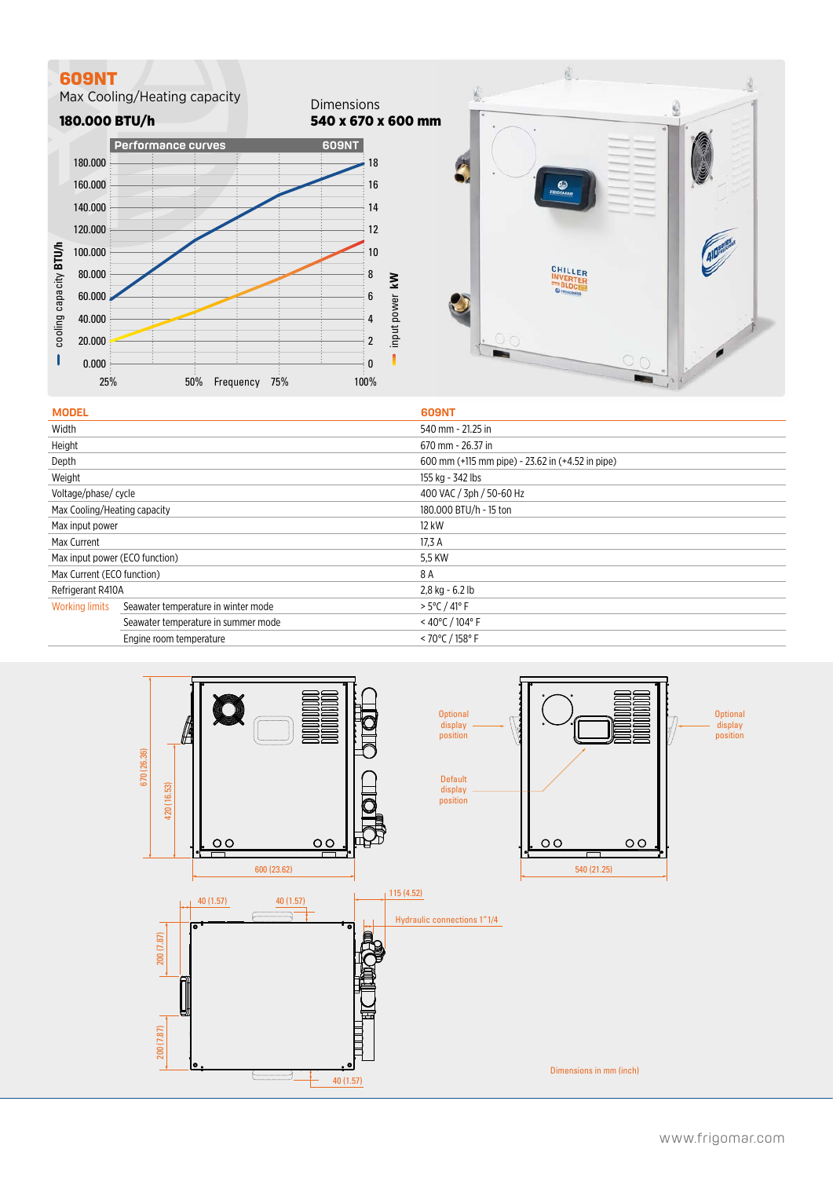# 609NT

Max Cooling/Heating capacity

**180.000 BTU/h**

Dimensions

**540 x 670 x 600 mm**

| MODEL | | 609NT |
|---|---|---|
| Width | | 540 mm - 21.25 in |
| Height | | 670 mm - 26.37 in |
| Depth | | 600 mm (+115 mm pipe) - 23.62 in (+4.52 in pipe) |
| Weight | | 155 kg - 342 lbs |
| Voltage/phase/ cycle | | 400 VAC / 3ph / 50-60 Hz |
| Max Cooling/Heating capacity | | 180.000 BTU/h - 15 ton |
| Max input power | | 12 kW |
| Max Current | | 17,3 A |
| Max input power (ECO function) | | 5,5 KW |
| Max Current (ECO function) | | 8 A |
| Refrigerant R410A | | 2,8 kg - 6.2 lb |
| Working limits | Seawater temperature in winter mode | > 5°C / 41° F |
| | Seawater temperature in summer mode | < 40°C / 104° F |
| | Engine room temperature | < 70°C / 158° F |

Dimensions in mm (inch)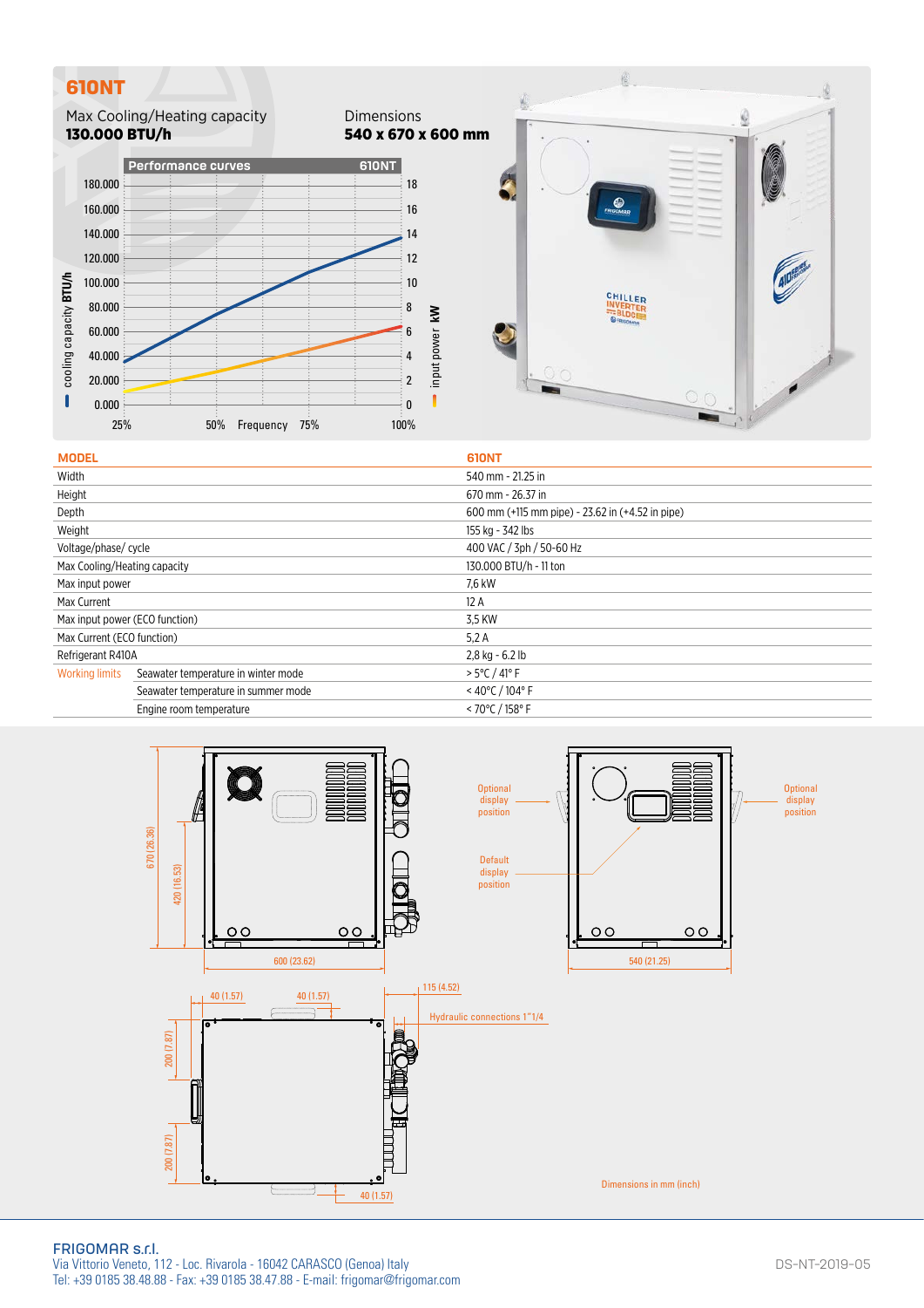# 610NT

Max Cooling/Heating capacity
**130.000 BTU/h**

Dimensions
**540 x 670 x 600 mm**

Performance curves 610NT

cooling capacity BTU/h

180.000
160.000
140.000
120.000
100.000
80.000
60.000
40.000
20.000
0.000

input power kW

18
16
14
12
10
8
6
4
2
0

25% 50% Frequency 75% 100%

| MODEL | | 610NT |
|---|---|---|
| Width | | 540 mm - 21.25 in |
| Height | | 670 mm - 26.37 in |
| Depth | | 600 mm (+115 mm pipe) - 23.62 in (+4.52 in pipe) |
| Weight | | 155 kg - 342 lbs |
| Voltage/phase/ cycle | | 400 VAC / 3ph / 50-60 Hz |
| Max Cooling/Heating capacity | | 130.000 BTU/h - 11 ton |
| Max input power | | 7,6 kW |
| Max Current | | 12 A |
| Max input power (ECO function) | | 3,5 KW |
| Max Current (ECO function) | | 5,2 A |
| Refrigerant R410A | | 2,8 kg - 6.2 lb |
| Working limits | Seawater temperature in winter mode | > 5°C / 41° F |
| | Seawater temperature in summer mode | < 40°C / 104° F |
| | Engine room temperature | < 70°C / 158° F |

670 (26.36)
420 (16.53)
600 (23.62)
Optional display position
Default display position
Optional display position
540 (21.25)
40 (1.57)
40 (1.57)
115 (4.52)
Hydraulic connections 1"1/4
200 (7.87)
200 (7.87)
40 (1.57)

Dimensions in mm (inch)

**FRIGOMAR s.r.l.**
Via Vittorio Veneto, 112 - Loc. Rivarola - 16042 CARASCO (Genoa) Italy
Tel: +39 0185 38.48.88 - Fax: +39 0185 38.47.88 - E-mail: frigomar@frigomar.com

DS-NT-2019-05